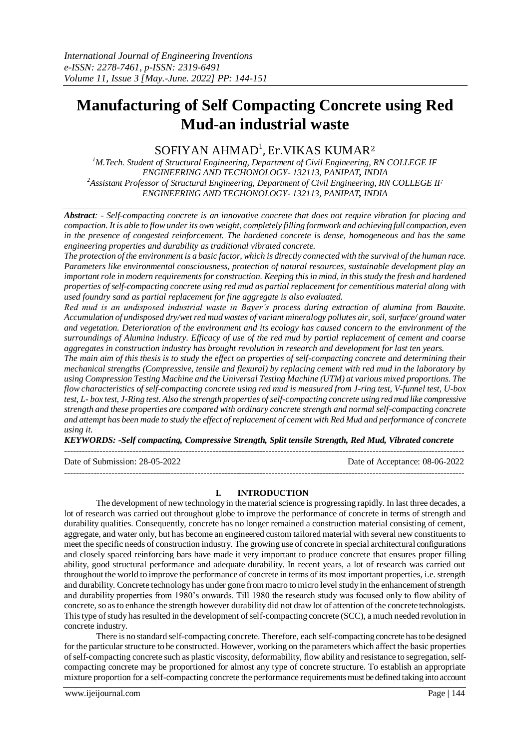# Manufacturing of Self Compacting Concrete using Red Mud-an industrial waste

SOFIYAN AHMAD[1], Er.VIKAS KUMAR[2]

[1]*M.Tech. Student of Structural Engineering, Department of Civil Engineering, RN COLLEGE IF ENGINEERING AND TECHONOLOGY- 132113, PANIPAT, INDIA*
[2]*Assistant Professor of Structural Engineering, Department of Civil Engineering, RN COLLEGE IF ENGINEERING AND TECHONOLOGY- 132113, PANIPAT, INDIA*

***Abstract****: - Self-compacting concrete is an innovative concrete that does not require vibration for placing and compaction. It is able to flow under its own weight, completely filling formwork and achieving full compaction, even in the presence of congested reinforcement. The hardened concrete is dense, homogeneous and has the same engineering properties and durability as traditional vibrated concrete.*

*The protection of the environment is a basic factor, which is directly connected with the survival of the human race. Parameters like environmental consciousness, protection of natural resources, sustainable development play an important role in modern requirements for construction. Keeping this in mind, in this study the fresh and hardened properties of self-compacting concrete using red mud as partial replacement for cementitious material along with used foundry sand as partial replacement for fine aggregate is also evaluated.*

*Red mud is an undisposed industrial waste in Bayer's process during extraction of alumina from Bauxite. Accumulation of undisposed dry/wet red mud wastes of variant mineralogy pollutes air, soil, surface/ ground water and vegetation. Deterioration of the environment and its ecology has caused concern to the environment of the surroundings of Alumina industry. Efficacy of use of the red mud by partial replacement of cement and coarse aggregates in construction industry has brought revolution in research and development for last ten years.*

*The main aim of this thesis is to study the effect on properties of self-compacting concrete and determining their mechanical strengths (Compressive, tensile and flexural) by replacing cement with red mud in the laboratory by using Compression Testing Machine and the Universal Testing Machine (UTM) at various mixed proportions. The flow characteristics of self-compacting concrete using red mud is measured from J-ring test, V-funnel test, U-box test, L- box test, J-Ring test. Also the strength properties of self-compacting concrete using red mud like compressive strength and these properties are compared with ordinary concrete strength and normal self-compacting concrete and attempt has been made to study the effect of replacement of cement with Red Mud and performance of concrete using it.*

***KEYWORDS: -Self compacting, Compressive Strength, Split tensile Strength, Red Mud, Vibrated concrete***

Date of Submission: 28-05-2022 | Date of Acceptance: 08-06-2022

## I. INTRODUCTION

The development of new technology in the material science is progressing rapidly. In last three decades, a lot of research was carried out throughout globe to improve the performance of concrete in terms of strength and durability qualities. Consequently, concrete has no longer remained a construction material consisting of cement, aggregate, and water only, but has become an engineered custom tailored material with several new constituents to meet the specific needs of construction industry. The growing use of concrete in special architectural configurations and closely spaced reinforcing bars have made it very important to produce concrete that ensures proper filling ability, good structural performance and adequate durability. In recent years, a lot of research was carried out throughout the world to improve the performance of concrete in terms of its most important properties, i.e. strength and durability. Concrete technology has under gone from macro to micro level study in the enhancement of strength and durability properties from 1980's onwards. Till 1980 the research study was focused only to flow ability of concrete, so as to enhance the strength however durability did not draw lot of attention of the concrete technologists. This type of study has resulted in the development of self-compacting concrete (SCC), a much needed revolution in concrete industry.

There is no standard self-compacting concrete. Therefore, each self-compacting concrete has to be designed for the particular structure to be constructed. However, working on the parameters which affect the basic properties of self-compacting concrete such as plastic viscosity, deformability, flow ability and resistance to segregation, self-compacting concrete may be proportioned for almost any type of concrete structure. To establish an appropriate mixture proportion for a self-compacting concrete the performance requirements must be defined taking into account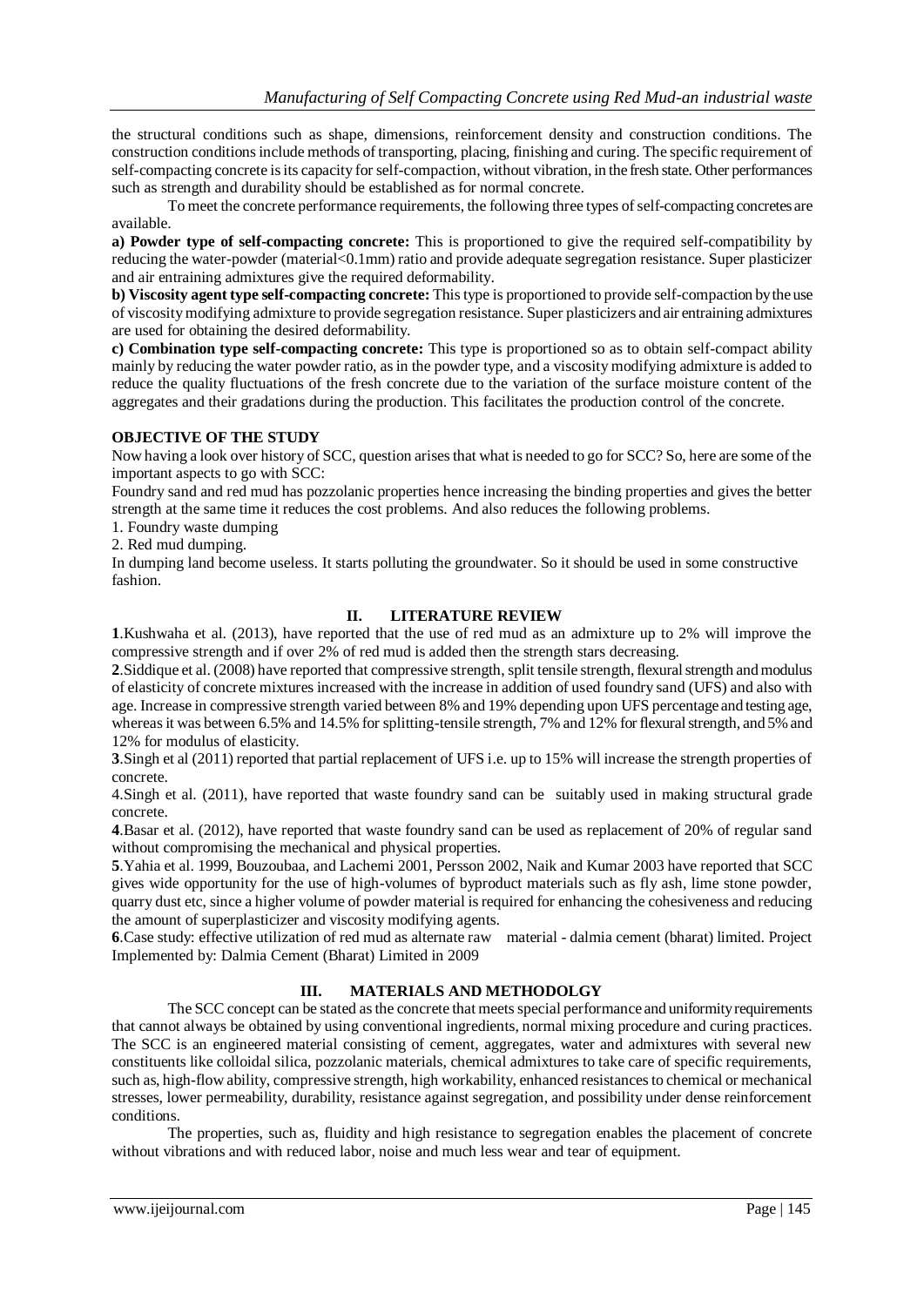the structural conditions such as shape, dimensions, reinforcement density and construction conditions. The construction conditions include methods of transporting, placing, finishing and curing. The specific requirement of self-compacting concrete is its capacity for self-compaction, without vibration, in the fresh state. Other performances such as strength and durability should be established as for normal concrete.

To meet the concrete performance requirements, the following three types of self-compacting concretes are available.

**a) Powder type of self-compacting concrete:** This is proportioned to give the required self-compatibility by reducing the water-powder (material<0.1mm) ratio and provide adequate segregation resistance. Super plasticizer and air entraining admixtures give the required deformability.

**b) Viscosity agent type self-compacting concrete:** This type is proportioned to provide self-compaction by the use of viscosity modifying admixture to provide segregation resistance. Super plasticizers and air entraining admixtures are used for obtaining the desired deformability.

**c) Combination type self-compacting concrete:** This type is proportioned so as to obtain self-compact ability mainly by reducing the water powder ratio, as in the powder type, and a viscosity modifying admixture is added to reduce the quality fluctuations of the fresh concrete due to the variation of the surface moisture content of the aggregates and their gradations during the production. This facilitates the production control of the concrete.

**OBJECTIVE OF THE STUDY**

Now having a look over history of SCC, question arises that what is needed to go for SCC? So, here are some of the important aspects to go with SCC:

Foundry sand and red mud has pozzolanic properties hence increasing the binding properties and gives the better strength at the same time it reduces the cost problems. And also reduces the following problems.

1. Foundry waste dumping
2. Red mud dumping.

In dumping land become useless. It starts polluting the groundwater. So it should be used in some constructive fashion.

## II. LITERATURE REVIEW

**1**.Kushwaha et al. (2013), have reported that the use of red mud as an admixture up to 2% will improve the compressive strength and if over 2% of red mud is added then the strength stars decreasing.

**2**.Siddique et al. (2008) have reported that compressive strength, split tensile strength, flexural strength and modulus of elasticity of concrete mixtures increased with the increase in addition of used foundry sand (UFS) and also with age. Increase in compressive strength varied between 8% and 19% depending upon UFS percentage and testing age, whereas it was between 6.5% and 14.5% for splitting-tensile strength, 7% and 12% for flexural strength, and 5% and 12% for modulus of elasticity.

**3**.Singh et al (2011) reported that partial replacement of UFS i.e. up to 15% will increase the strength properties of concrete.

4.Singh et al. (2011), have reported that waste foundry sand can be suitably used in making structural grade concrete.

**4**.Basar et al. (2012), have reported that waste foundry sand can be used as replacement of 20% of regular sand without compromising the mechanical and physical properties.

**5**.Yahia et al. 1999, Bouzoubaa, and Lachemi 2001, Persson 2002, Naik and Kumar 2003 have reported that SCC gives wide opportunity for the use of high-volumes of byproduct materials such as fly ash, lime stone powder, quarry dust etc, since a higher volume of powder material is required for enhancing the cohesiveness and reducing the amount of superplasticizer and viscosity modifying agents.

**6**.Case study: effective utilization of red mud as alternate raw material - dalmia cement (bharat) limited. Project Implemented by: Dalmia Cement (Bharat) Limited in 2009

## III. MATERIALS AND METHODOLGY

The SCC concept can be stated as the concrete that meets special performance and uniformity requirements that cannot always be obtained by using conventional ingredients, normal mixing procedure and curing practices. The SCC is an engineered material consisting of cement, aggregates, water and admixtures with several new constituents like colloidal silica, pozzolanic materials, chemical admixtures to take care of specific requirements, such as, high-flow ability, compressive strength, high workability, enhanced resistances to chemical or mechanical stresses, lower permeability, durability, resistance against segregation, and possibility under dense reinforcement conditions.

The properties, such as, fluidity and high resistance to segregation enables the placement of concrete without vibrations and with reduced labor, noise and much less wear and tear of equipment.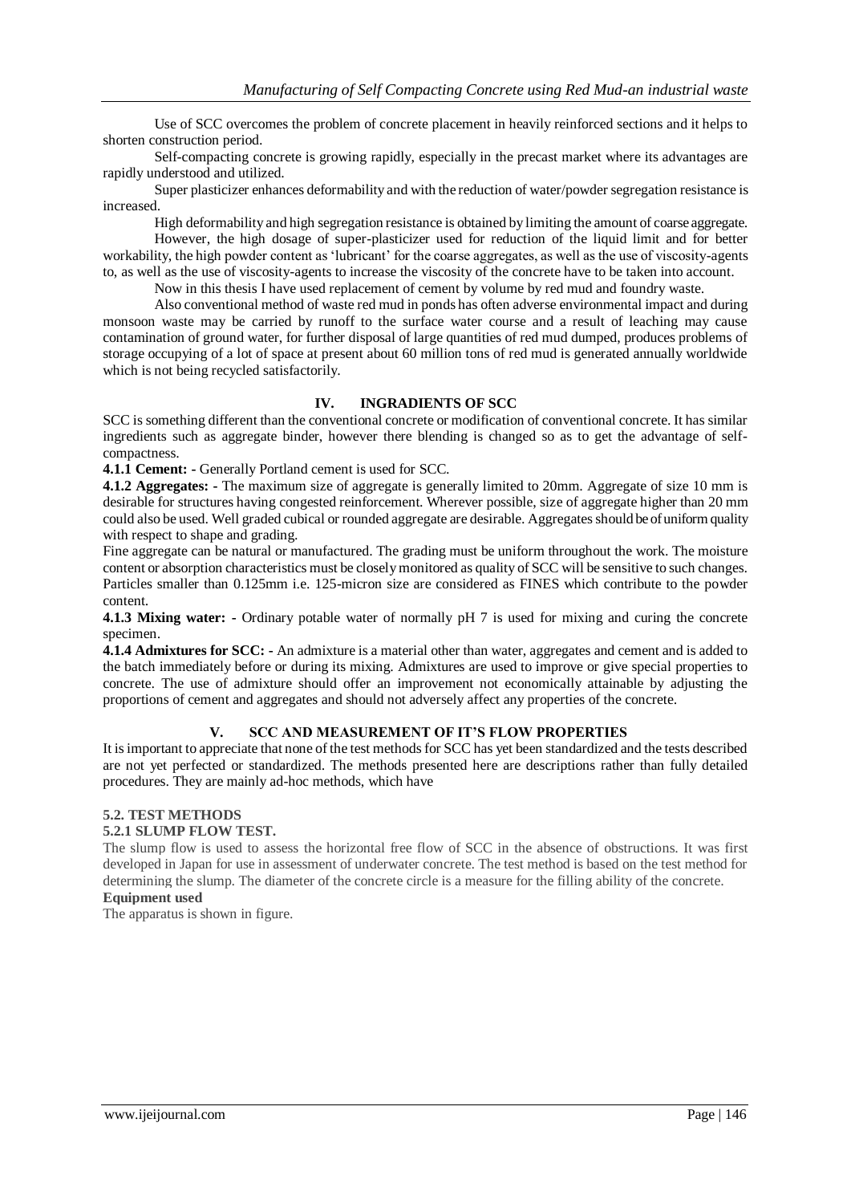Use of SCC overcomes the problem of concrete placement in heavily reinforced sections and it helps to shorten construction period.

Self-compacting concrete is growing rapidly, especially in the precast market where its advantages are rapidly understood and utilized.

Super plasticizer enhances deformability and with the reduction of water/powder segregation resistance is increased.

High deformability and high segregation resistance is obtained by limiting the amount of coarse aggregate.

However, the high dosage of super-plasticizer used for reduction of the liquid limit and for better workability, the high powder content as 'lubricant' for the coarse aggregates, as well as the use of viscosity-agents to, as well as the use of viscosity-agents to increase the viscosity of the concrete have to be taken into account.

Now in this thesis I have used replacement of cement by volume by red mud and foundry waste.

Also conventional method of waste red mud in ponds has often adverse environmental impact and during monsoon waste may be carried by runoff to the surface water course and a result of leaching may cause contamination of ground water, for further disposal of large quantities of red mud dumped, produces problems of storage occupying of a lot of space at present about 60 million tons of red mud is generated annually worldwide which is not being recycled satisfactorily.

## IV. INGRADIENTS OF SCC

SCC is something different than the conventional concrete or modification of conventional concrete. It has similar ingredients such as aggregate binder, however there blending is changed so as to get the advantage of self-compactness.

**4.1.1 Cement: -** Generally Portland cement is used for SCC.

**4.1.2 Aggregates: -** The maximum size of aggregate is generally limited to 20mm. Aggregate of size 10 mm is desirable for structures having congested reinforcement. Wherever possible, size of aggregate higher than 20 mm could also be used. Well graded cubical or rounded aggregate are desirable. Aggregates should be of uniform quality with respect to shape and grading.

Fine aggregate can be natural or manufactured. The grading must be uniform throughout the work. The moisture content or absorption characteristics must be closely monitored as quality of SCC will be sensitive to such changes. Particles smaller than 0.125mm i.e. 125-micron size are considered as FINES which contribute to the powder content.

**4.1.3 Mixing water: -** Ordinary potable water of normally pH 7 is used for mixing and curing the concrete specimen.

**4.1.4 Admixtures for SCC: -** An admixture is a material other than water, aggregates and cement and is added to the batch immediately before or during its mixing. Admixtures are used to improve or give special properties to concrete. The use of admixture should offer an improvement not economically attainable by adjusting the proportions of cement and aggregates and should not adversely affect any properties of the concrete.

## V. SCC AND MEASUREMENT OF IT'S FLOW PROPERTIES

It is important to appreciate that none of the test methods for SCC has yet been standardized and the tests described are not yet perfected or standardized. The methods presented here are descriptions rather than fully detailed procedures. They are mainly ad-hoc methods, which have

### 5.2. TEST METHODS

#### 5.2.1 SLUMP FLOW TEST.

The slump flow is used to assess the horizontal free flow of SCC in the absence of obstructions. It was first developed in Japan for use in assessment of underwater concrete. The test method is based on the test method for determining the slump. The diameter of the concrete circle is a measure for the filling ability of the concrete.

**Equipment used**

The apparatus is shown in figure.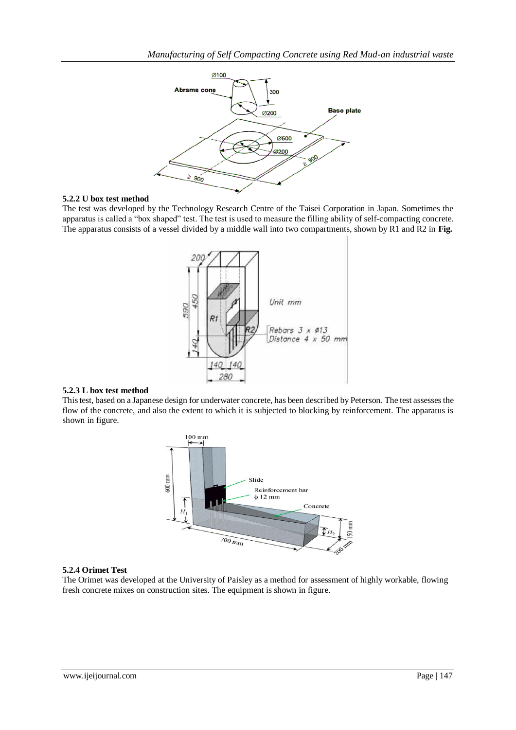### 5.2.2 U box test method

The test was developed by the Technology Research Centre of the Taisei Corporation in Japan. Sometimes the apparatus is called a "box shaped" test. The test is used to measure the filling ability of self-compacting concrete. The apparatus consists of a vessel divided by a middle wall into two compartments, shown by R1 and R2 in **Fig.**

### 5.2.3 L box test method

This test, based on a Japanese design for underwater concrete, has been described by Peterson. The test assesses the flow of the concrete, and also the extent to which it is subjected to blocking by reinforcement. The apparatus is shown in figure.

### 5.2.4 Orimet Test

The Orimet was developed at the University of Paisley as a method for assessment of highly workable, flowing fresh concrete mixes on construction sites. The equipment is shown in figure.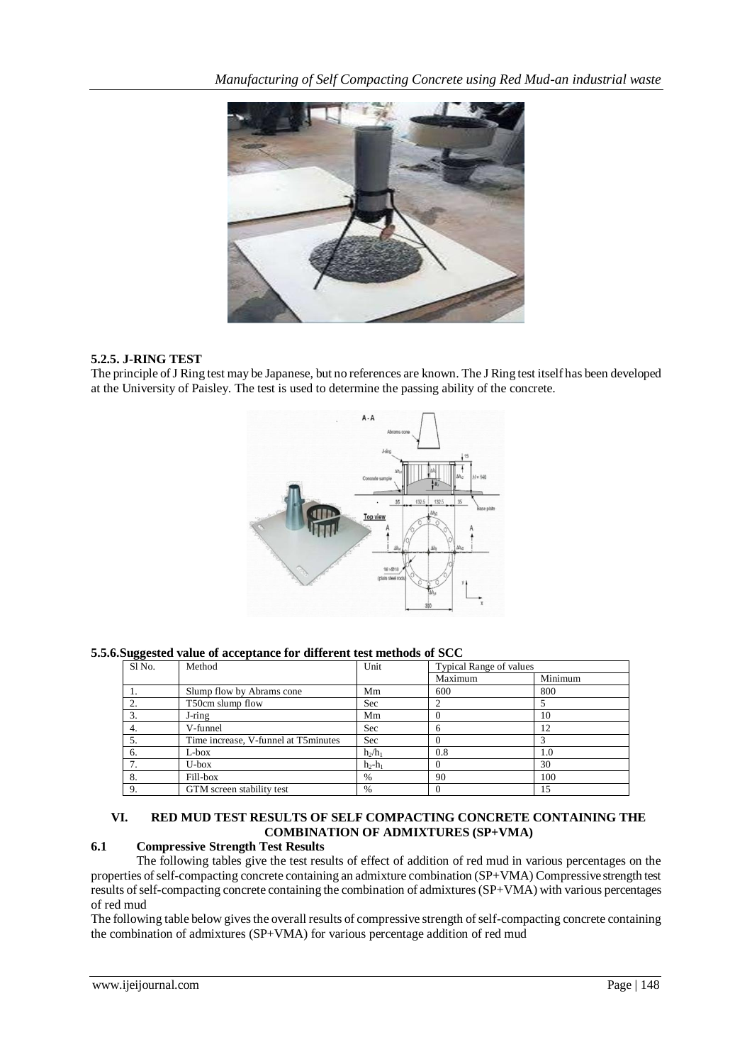### 5.2.5. J-RING TEST

The principle of J Ring test may be Japanese, but no references are known. The J Ring test itself has been developed at the University of Paisley. The test is used to determine the passing ability of the concrete.

### 5.5.6.Suggested value of acceptance for different test methods of SCC

| Sl No. | Method | Unit | Typical Range of values | |
|---|---|---|---|---|
| | | | Maximum | Minimum |
| 1. | Slump flow by Abrams cone | Mm | 600 | 800 |
| 2. | T50cm slump flow | Sec | 2 | 5 |
| 3. | J-ring | Mm | 0 | 10 |
| 4. | V-funnel | Sec | 6 | 12 |
| 5. | Time increase, V-funnel at T5minutes | Sec | 0 | 3 |
| 6. | L-box | $h_2/h_1$ | 0.8 | 1.0 |
| 7. | U-box | $h_2$-$h_1$ | 0 | 30 |
| 8. | Fill-box | % | 90 | 100 |
| 9. | GTM screen stability test | % | 0 | 15 |

## VI. RED MUD TEST RESULTS OF SELF COMPACTING CONCRETE CONTAINING THE COMBINATION OF ADMIXTURES (SP+VMA)

### 6.1 Compressive Strength Test Results

The following tables give the test results of effect of addition of red mud in various percentages on the properties of self-compacting concrete containing an admixture combination (SP+VMA) Compressive strength test results of self-compacting concrete containing the combination of admixtures (SP+VMA) with various percentages of red mud

The following table below gives the overall results of compressive strength of self-compacting concrete containing the combination of admixtures (SP+VMA) for various percentage addition of red mud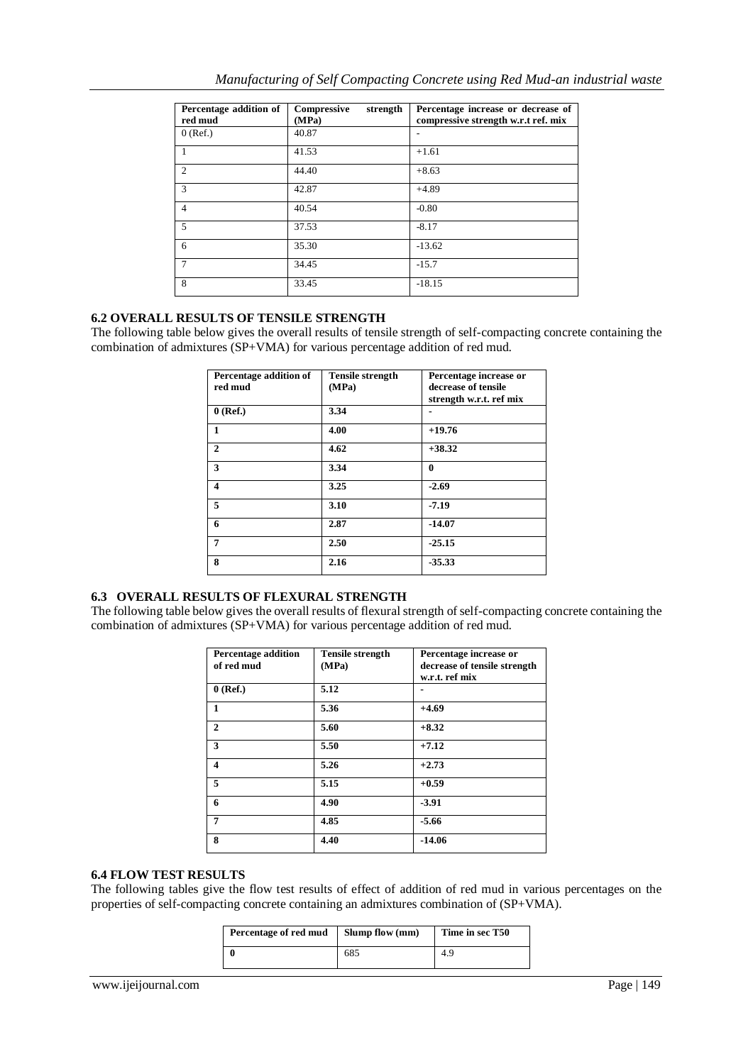| Percentage addition of red mud | Compressive strength (MPa) | Percentage increase or decrease of compressive strength w.r.t ref. mix |
|---|---|---|
| 0 (Ref.) | 40.87 | - |
| 1 | 41.53 | +1.61 |
| 2 | 44.40 | +8.63 |
| 3 | 42.87 | +4.89 |
| 4 | 40.54 | -0.80 |
| 5 | 37.53 | -8.17 |
| 6 | 35.30 | -13.62 |
| 7 | 34.45 | -15.7 |
| 8 | 33.45 | -18.15 |

### 6.2 OVERALL RESULTS OF TENSILE STRENGTH

The following table below gives the overall results of tensile strength of self-compacting concrete containing the combination of admixtures (SP+VMA) for various percentage addition of red mud.

| Percentage addition of red mud | Tensile strength (MPa) | Percentage increase or decrease of tensile strength w.r.t. ref mix |
|---|---|---|
| **0 (Ref.)** | **3.34** | **-** |
| **1** | **4.00** | **+19.76** |
| **2** | **4.62** | **+38.32** |
| **3** | **3.34** | **0** |
| **4** | **3.25** | **-2.69** |
| **5** | **3.10** | **-7.19** |
| **6** | **2.87** | **-14.07** |
| **7** | **2.50** | **-25.15** |
| **8** | **2.16** | **-35.33** |

### 6.3 OVERALL RESULTS OF FLEXURAL STRENGTH

The following table below gives the overall results of flexural strength of self-compacting concrete containing the combination of admixtures (SP+VMA) for various percentage addition of red mud.

| Percentage addition of red mud | Tensile strength (MPa) | Percentage increase or decrease of tensile strength w.r.t. ref mix |
|---|---|---|
| **0 (Ref.)** | **5.12** | **-** |
| **1** | **5.36** | **+4.69** |
| **2** | **5.60** | **+8.32** |
| **3** | **5.50** | **+7.12** |
| **4** | **5.26** | **+2.73** |
| **5** | **5.15** | **+0.59** |
| **6** | **4.90** | **-3.91** |
| **7** | **4.85** | **-5.66** |
| **8** | **4.40** | **-14.06** |

### 6.4 FLOW TEST RESULTS

The following tables give the flow test results of effect of addition of red mud in various percentages on the properties of self-compacting concrete containing an admixtures combination of (SP+VMA).

| Percentage of red mud | Slump flow (mm) | Time in sec T50 |
|---|---|---|
| **0** | 685 | 4.9 |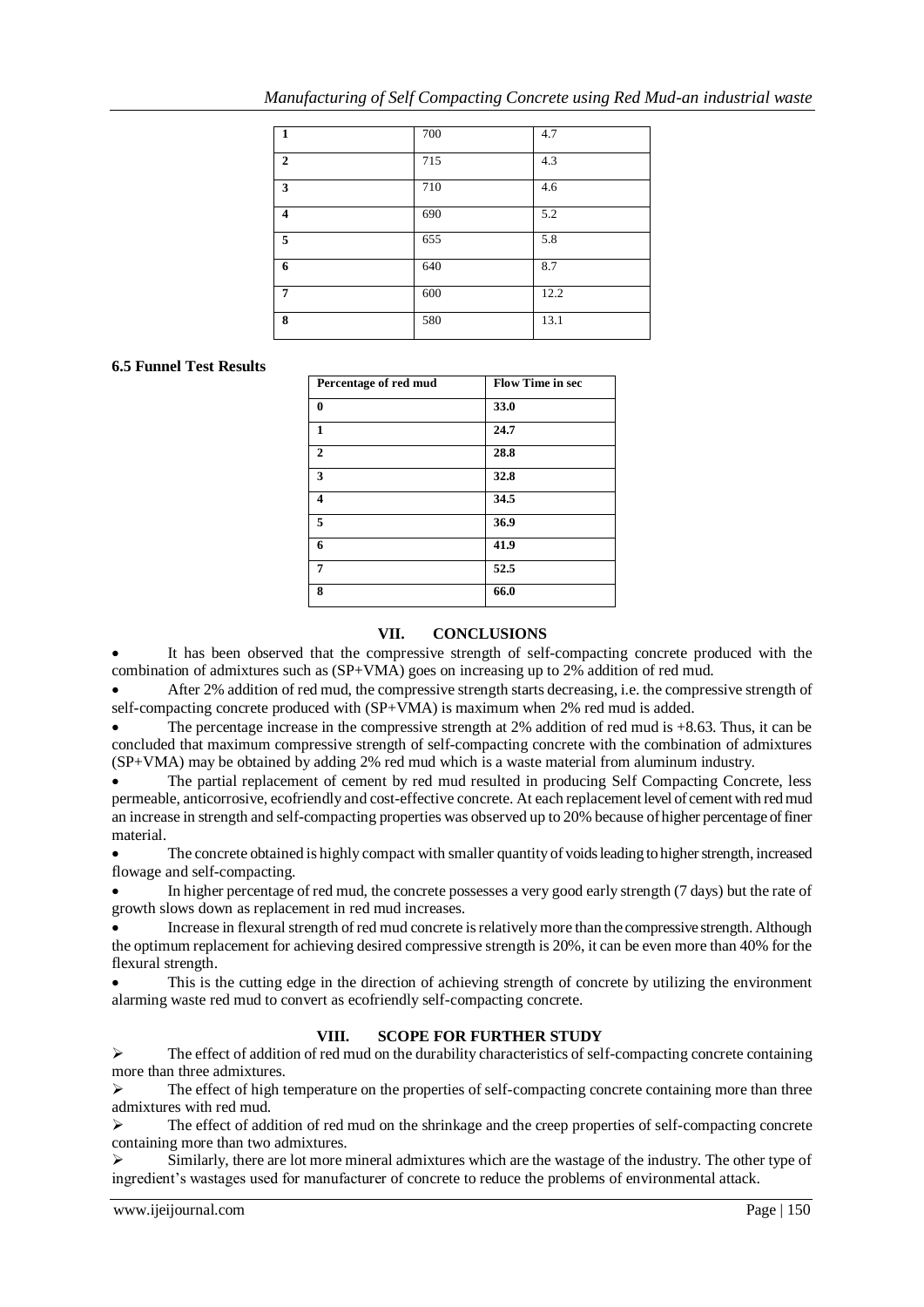| 1 | 700 | 4.7 |
|---|---|---|
| 2 | 715 | 4.3 |
| 3 | 710 | 4.6 |
| 4 | 690 | 5.2 |
| 5 | 655 | 5.8 |
| 6 | 640 | 8.7 |
| 7 | 600 | 12.2 |
| 8 | 580 | 13.1 |

**6.5 Funnel Test Results**

| Percentage of red mud | Flow Time in sec |
|---|---|
| 0 | 33.0 |
| 1 | 24.7 |
| 2 | 28.8 |
| 3 | 32.8 |
| 4 | 34.5 |
| 5 | 36.9 |
| 6 | 41.9 |
| 7 | 52.5 |
| 8 | 66.0 |

## VII. CONCLUSIONS

- It has been observed that the compressive strength of self-compacting concrete produced with the combination of admixtures such as (SP+VMA) goes on increasing up to 2% addition of red mud.
- After 2% addition of red mud, the compressive strength starts decreasing, i.e. the compressive strength of self-compacting concrete produced with (SP+VMA) is maximum when 2% red mud is added.
- The percentage increase in the compressive strength at 2% addition of red mud is +8.63. Thus, it can be concluded that maximum compressive strength of self-compacting concrete with the combination of admixtures (SP+VMA) may be obtained by adding 2% red mud which is a waste material from aluminum industry.
- The partial replacement of cement by red mud resulted in producing Self Compacting Concrete, less permeable, anticorrosive, ecofriendly and cost-effective concrete. At each replacement level of cement with red mud an increase in strength and self-compacting properties was observed up to 20% because of higher percentage of finer material.
- The concrete obtained is highly compact with smaller quantity of voids leading to higher strength, increased flowage and self-compacting.
- In higher percentage of red mud, the concrete possesses a very good early strength (7 days) but the rate of growth slows down as replacement in red mud increases.
- Increase in flexural strength of red mud concrete is relatively more than the compressive strength. Although the optimum replacement for achieving desired compressive strength is 20%, it can be even more than 40% for the flexural strength.
- This is the cutting edge in the direction of achieving strength of concrete by utilizing the environment alarming waste red mud to convert as ecofriendly self-compacting concrete.

## VIII. SCOPE FOR FURTHER STUDY

- The effect of addition of red mud on the durability characteristics of self-compacting concrete containing more than three admixtures.
- The effect of high temperature on the properties of self-compacting concrete containing more than three admixtures with red mud.
- The effect of addition of red mud on the shrinkage and the creep properties of self-compacting concrete containing more than two admixtures.
- Similarly, there are lot more mineral admixtures which are the wastage of the industry. The other type of ingredient's wastages used for manufacturer of concrete to reduce the problems of environmental attack.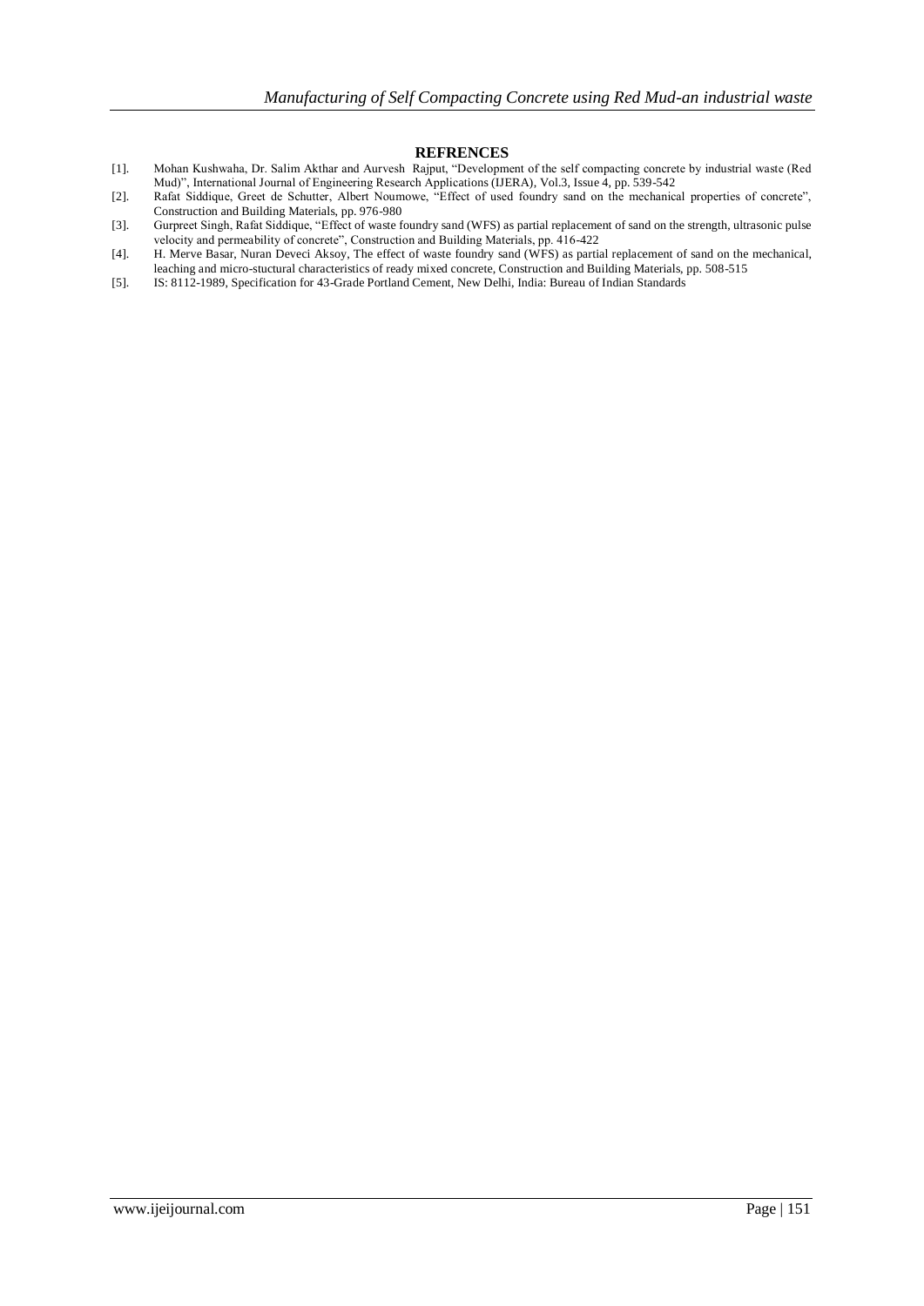## REFRENCES

[1]. Mohan Kushwaha, Dr. Salim Akthar and Aurvesh Rajput, "Development of the self compacting concrete by industrial waste (Red Mud)", International Journal of Engineering Research Applications (IJERA), Vol.3, Issue 4, pp. 539-542

[2]. Rafat Siddique, Greet de Schutter, Albert Noumowe, "Effect of used foundry sand on the mechanical properties of concrete", Construction and Building Materials, pp. 976-980

[3]. Gurpreet Singh, Rafat Siddique, "Effect of waste foundry sand (WFS) as partial replacement of sand on the strength, ultrasonic pulse velocity and permeability of concrete", Construction and Building Materials, pp. 416-422

[4]. H. Merve Basar, Nuran Deveci Aksoy, The effect of waste foundry sand (WFS) as partial replacement of sand on the mechanical, leaching and micro-stuctural characteristics of ready mixed concrete, Construction and Building Materials, pp. 508-515

[5]. IS: 8112-1989, Specification for 43-Grade Portland Cement, New Delhi, India: Bureau of Indian Standards